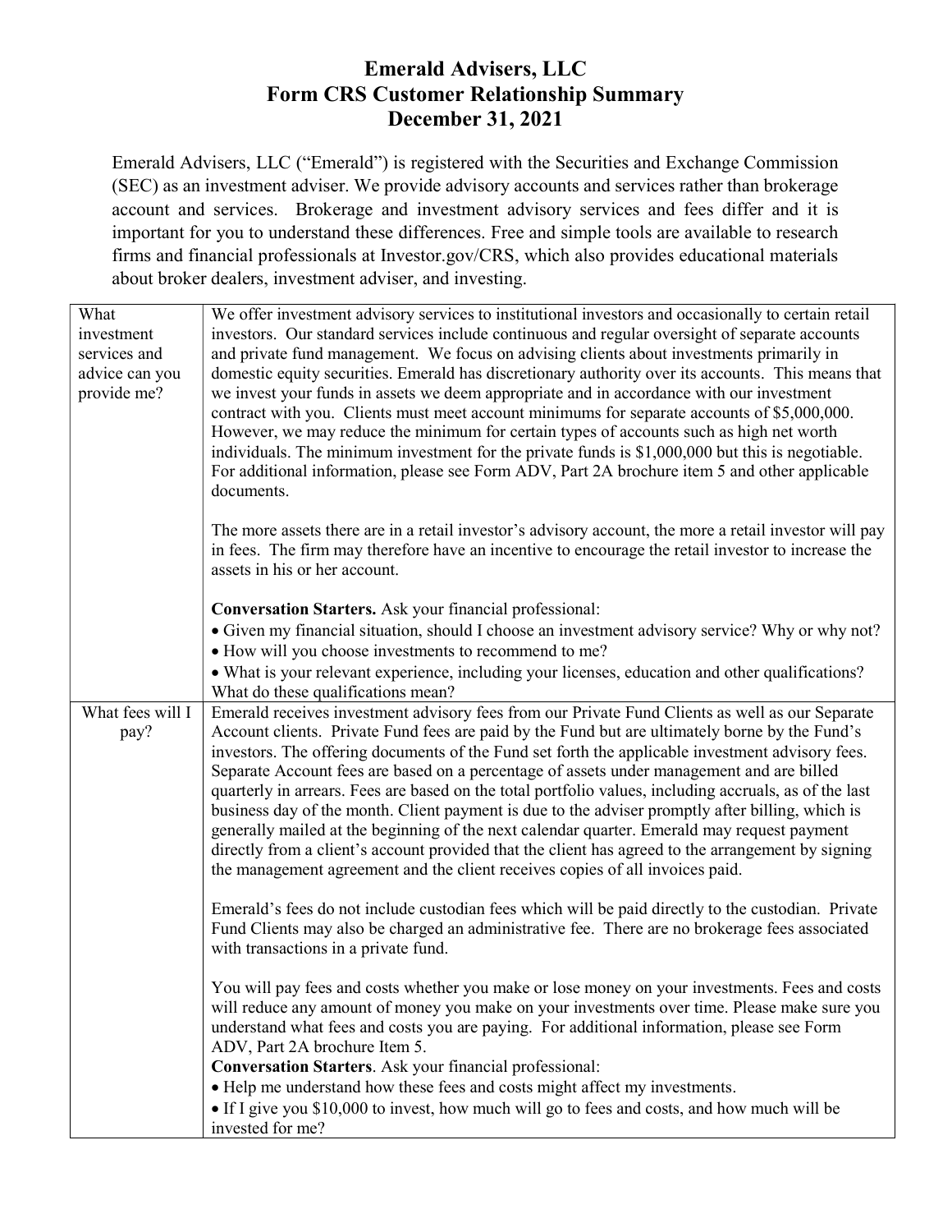# Emerald Advisers, LLC
# Form CRS Customer Relationship Summary
# December 31, 2021

Emerald Advisers, LLC ("Emerald") is registered with the Securities and Exchange Commission (SEC) as an investment adviser. We provide advisory accounts and services rather than brokerage account and services. Brokerage and investment advisory services and fees differ and it is important for you to understand these differences. Free and simple tools are available to research firms and financial professionals at Investor.gov/CRS, which also provides educational materials about broker dealers, investment adviser, and investing.

| | |
|---|---|
| What investment services and advice can you provide me? | We offer investment advisory services to institutional investors and occasionally to certain retail investors. Our standard services include continuous and regular oversight of separate accounts and private fund management. We focus on advising clients about investments primarily in domestic equity securities. Emerald has discretionary authority over its accounts. This means that we invest your funds in assets we deem appropriate and in accordance with our investment contract with you. Clients must meet account minimums for separate accounts of $5,000,000. However, we may reduce the minimum for certain types of accounts such as high net worth individuals. The minimum investment for the private funds is $1,000,000 but this is negotiable. For additional information, please see Form ADV, Part 2A brochure item 5 and other applicable documents.<br><br>The more assets there are in a retail investor's advisory account, the more a retail investor will pay in fees. The firm may therefore have an incentive to encourage the retail investor to increase the assets in his or her account.<br><br>**Conversation Starters.** Ask your financial professional:<br>• Given my financial situation, should I choose an investment advisory service? Why or why not?<br>• How will you choose investments to recommend to me?<br>• What is your relevant experience, including your licenses, education and other qualifications? What do these qualifications mean? |
| What fees will I pay? | Emerald receives investment advisory fees from our Private Fund Clients as well as our Separate Account clients. Private Fund fees are paid by the Fund but are ultimately borne by the Fund's investors. The offering documents of the Fund set forth the applicable investment advisory fees. Separate Account fees are based on a percentage of assets under management and are billed quarterly in arrears. Fees are based on the total portfolio values, including accruals, as of the last business day of the month. Client payment is due to the adviser promptly after billing, which is generally mailed at the beginning of the next calendar quarter. Emerald may request payment directly from a client's account provided that the client has agreed to the arrangement by signing the management agreement and the client receives copies of all invoices paid.<br><br>Emerald's fees do not include custodian fees which will be paid directly to the custodian. Private Fund Clients may also be charged an administrative fee. There are no brokerage fees associated with transactions in a private fund.<br><br>You will pay fees and costs whether you make or lose money on your investments. Fees and costs will reduce any amount of money you make on your investments over time. Please make sure you understand what fees and costs you are paying. For additional information, please see Form ADV, Part 2A brochure Item 5.<br>**Conversation Starters**. Ask your financial professional:<br>• Help me understand how these fees and costs might affect my investments.<br>• If I give you $10,000 to invest, how much will go to fees and costs, and how much will be invested for me? |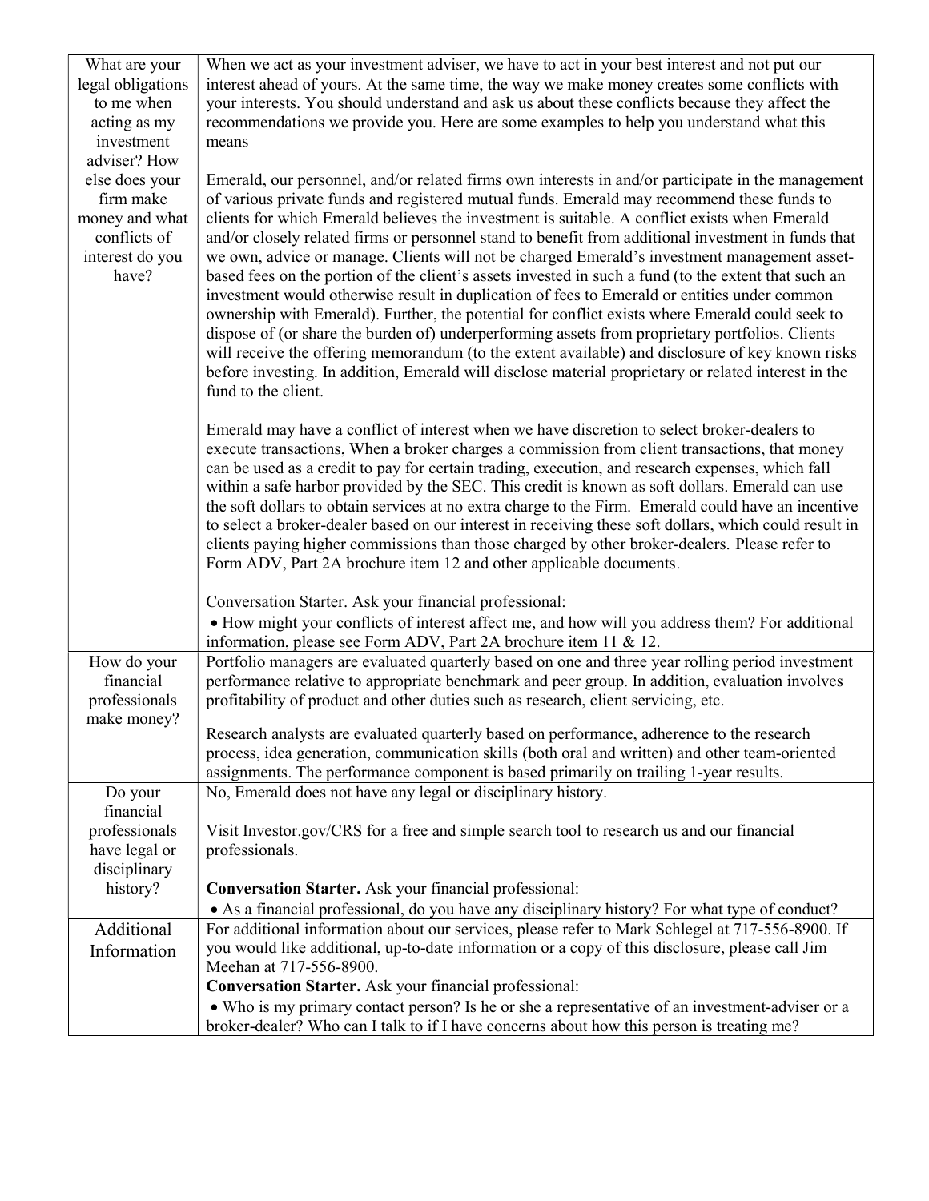| | |
|---|---|
| What are your legal obligations to me when acting as my investment adviser? How else does your firm make money and what conflicts of interest do you have? | When we act as your investment adviser, we have to act in your best interest and not put our interest ahead of yours. At the same time, the way we make money creates some conflicts with your interests. You should understand and ask us about these conflicts because they affect the recommendations we provide you. Here are some examples to help you understand what this means<br><br>Emerald, our personnel, and/or related firms own interests in and/or participate in the management of various private funds and registered mutual funds. Emerald may recommend these funds to clients for which Emerald believes the investment is suitable. A conflict exists when Emerald and/or closely related firms or personnel stand to benefit from additional investment in funds that we own, advice or manage. Clients will not be charged Emerald's investment management asset-based fees on the portion of the client's assets invested in such a fund (to the extent that such an investment would otherwise result in duplication of fees to Emerald or entities under common ownership with Emerald). Further, the potential for conflict exists where Emerald could seek to dispose of (or share the burden of) underperforming assets from proprietary portfolios. Clients will receive the offering memorandum (to the extent available) and disclosure of key known risks before investing. In addition, Emerald will disclose material proprietary or related interest in the fund to the client.<br><br>Emerald may have a conflict of interest when we have discretion to select broker-dealers to execute transactions, When a broker charges a commission from client transactions, that money can be used as a credit to pay for certain trading, execution, and research expenses, which fall within a safe harbor provided by the SEC. This credit is known as soft dollars. Emerald can use the soft dollars to obtain services at no extra charge to the Firm. Emerald could have an incentive to select a broker-dealer based on our interest in receiving these soft dollars, which could result in clients paying higher commissions than those charged by other broker-dealers. Please refer to Form ADV, Part 2A brochure item 12 and other applicable documents.<br><br>Conversation Starter. Ask your financial professional:<br>• How might your conflicts of interest affect me, and how will you address them? For additional information, please see Form ADV, Part 2A brochure item 11 & 12. |
| How do your financial professionals make money? | Portfolio managers are evaluated quarterly based on one and three year rolling period investment performance relative to appropriate benchmark and peer group. In addition, evaluation involves profitability of product and other duties such as research, client servicing, etc.<br><br>Research analysts are evaluated quarterly based on performance, adherence to the research process, idea generation, communication skills (both oral and written) and other team-oriented assignments. The performance component is based primarily on trailing 1-year results. |
| Do your financial professionals have legal or disciplinary history? | No, Emerald does not have any legal or disciplinary history.<br><br>Visit Investor.gov/CRS for a free and simple search tool to research us and our financial professionals.<br><br>**Conversation Starter.** Ask your financial professional:<br>• As a financial professional, do you have any disciplinary history? For what type of conduct? |
| Additional Information | For additional information about our services, please refer to Mark Schlegel at 717-556-8900. If you would like additional, up-to-date information or a copy of this disclosure, please call Jim Meehan at 717-556-8900.<br>**Conversation Starter.** Ask your financial professional:<br>• Who is my primary contact person? Is he or she a representative of an investment-adviser or a broker-dealer? Who can I talk to if I have concerns about how this person is treating me? |